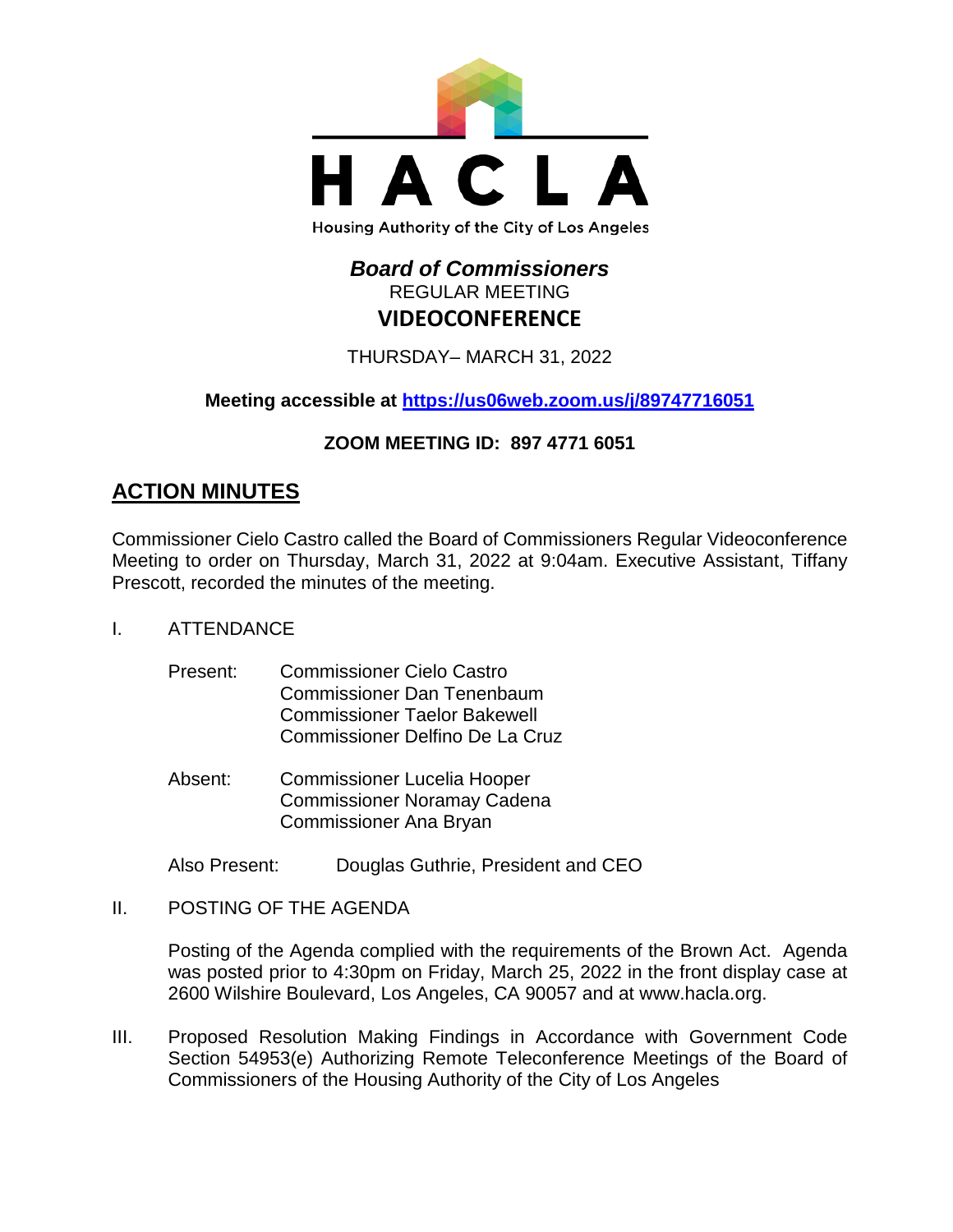# HACLA

Housing Authority of the City of Los Angeles

## *Board of Commissioners*

REGULAR MEETING

**VIDEOCONFERENCE**

THURSDAY– MARCH 31, 2022

**Meeting accessible at [https://us06web.zoom.us/j/89747716051](https://us06web.zoom.us/j/89747716051)**

**ZOOM MEETING ID: 897 4771 6051**

## ACTION MINUTES

Commissioner Cielo Castro called the Board of Commissioners Regular Videoconference Meeting to order on Thursday, March 31, 2022 at 9:04am. Executive Assistant, Tiffany Prescott, recorded the minutes of the meeting.

I. ATTENDANCE

Present: Commissioner Cielo Castro
Commissioner Dan Tenenbaum
Commissioner Taelor Bakewell
Commissioner Delfino De La Cruz

Absent: Commissioner Lucelia Hooper
Commissioner Noramay Cadena
Commissioner Ana Bryan

Also Present: Douglas Guthrie, President and CEO

II. POSTING OF THE AGENDA

Posting of the Agenda complied with the requirements of the Brown Act. Agenda was posted prior to 4:30pm on Friday, March 25, 2022 in the front display case at 2600 Wilshire Boulevard, Los Angeles, CA 90057 and at www.hacla.org.

III. Proposed Resolution Making Findings in Accordance with Government Code Section 54953(e) Authorizing Remote Teleconference Meetings of the Board of Commissioners of the Housing Authority of the City of Los Angeles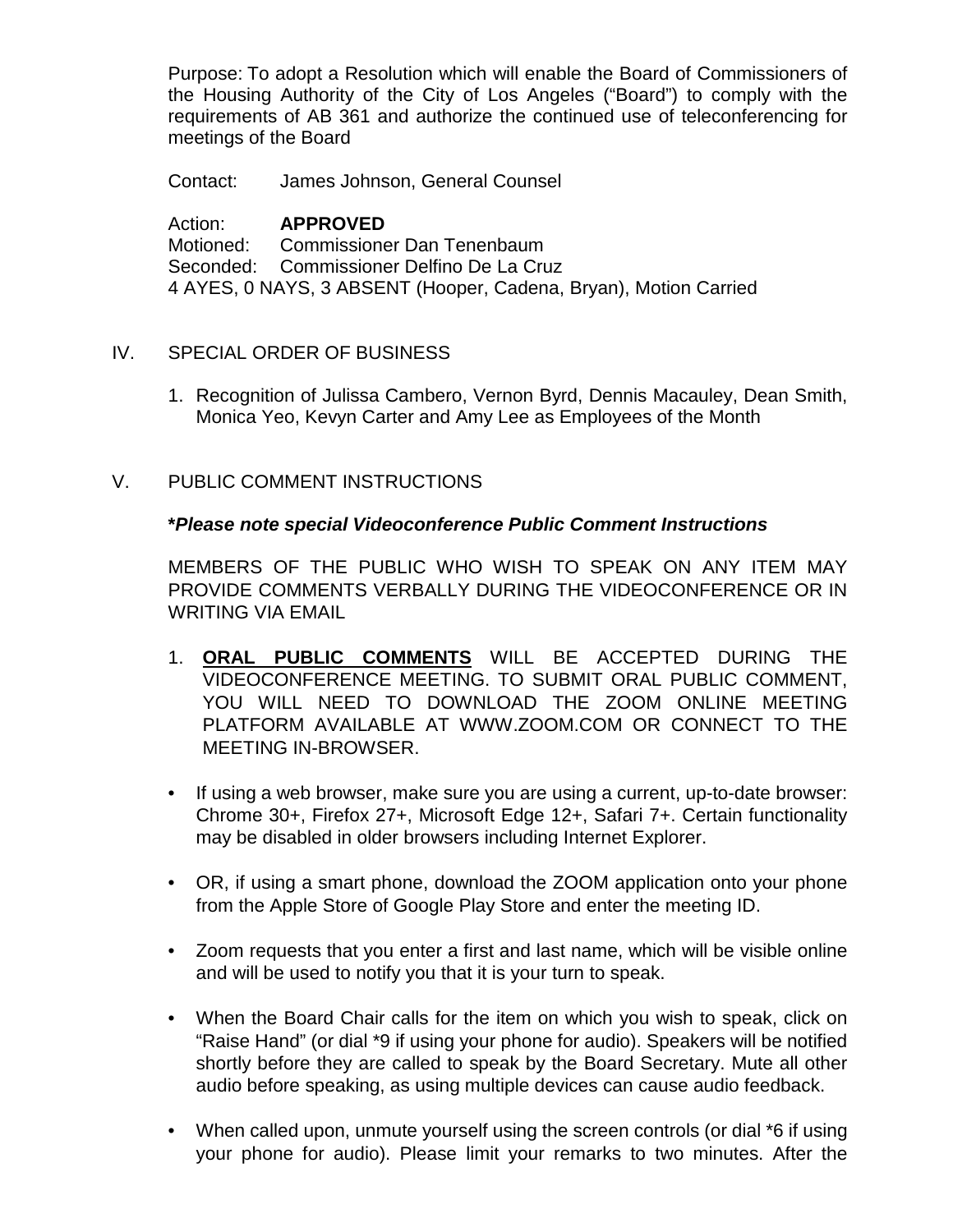Purpose: To adopt a Resolution which will enable the Board of Commissioners of the Housing Authority of the City of Los Angeles ("Board") to comply with the requirements of AB 361 and authorize the continued use of teleconferencing for meetings of the Board

Contact: James Johnson, General Counsel

Action: **APPROVED**
Motioned: Commissioner Dan Tenenbaum
Seconded: Commissioner Delfino De La Cruz
4 AYES, 0 NAYS, 3 ABSENT (Hooper, Cadena, Bryan), Motion Carried

## IV. SPECIAL ORDER OF BUSINESS

1. Recognition of Julissa Cambero, Vernon Byrd, Dennis Macauley, Dean Smith, Monica Yeo, Kevyn Carter and Amy Lee as Employees of the Month

## V. PUBLIC COMMENT INSTRUCTIONS

***Please note special Videoconference Public Comment Instructions***

MEMBERS OF THE PUBLIC WHO WISH TO SPEAK ON ANY ITEM MAY PROVIDE COMMENTS VERBALLY DURING THE VIDEOCONFERENCE OR IN WRITING VIA EMAIL

1. **ORAL PUBLIC COMMENTS** WILL BE ACCEPTED DURING THE VIDEOCONFERENCE MEETING. TO SUBMIT ORAL PUBLIC COMMENT, YOU WILL NEED TO DOWNLOAD THE ZOOM ONLINE MEETING PLATFORM AVAILABLE AT WWW.ZOOM.COM OR CONNECT TO THE MEETING IN-BROWSER.

- If using a web browser, make sure you are using a current, up-to-date browser: Chrome 30+, Firefox 27+, Microsoft Edge 12+, Safari 7+. Certain functionality may be disabled in older browsers including Internet Explorer.
- OR, if using a smart phone, download the ZOOM application onto your phone from the Apple Store of Google Play Store and enter the meeting ID.
- Zoom requests that you enter a first and last name, which will be visible online and will be used to notify you that it is your turn to speak.
- When the Board Chair calls for the item on which you wish to speak, click on "Raise Hand" (or dial *9 if using your phone for audio). Speakers will be notified shortly before they are called to speak by the Board Secretary. Mute all other audio before speaking, as using multiple devices can cause audio feedback.
- When called upon, unmute yourself using the screen controls (or dial *6 if using your phone for audio). Please limit your remarks to two minutes. After the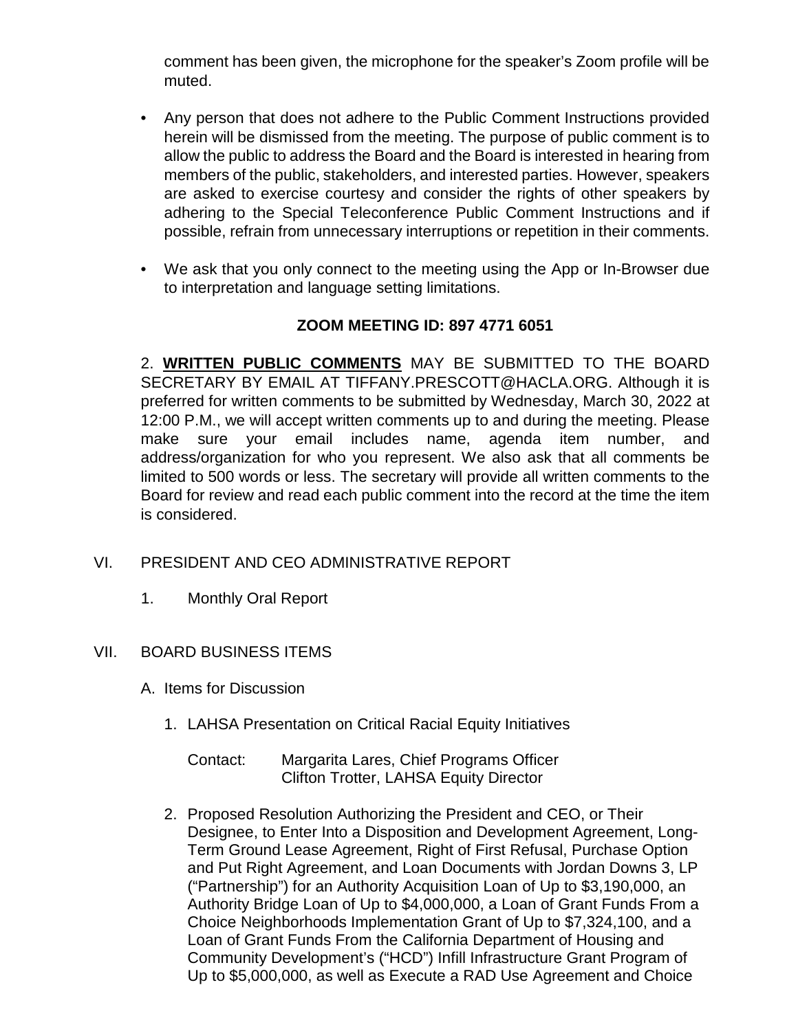comment has been given, the microphone for the speaker's Zoom profile will be muted.

- Any person that does not adhere to the Public Comment Instructions provided herein will be dismissed from the meeting. The purpose of public comment is to allow the public to address the Board and the Board is interested in hearing from members of the public, stakeholders, and interested parties. However, speakers are asked to exercise courtesy and consider the rights of other speakers by adhering to the Special Teleconference Public Comment Instructions and if possible, refrain from unnecessary interruptions or repetition in their comments.

- We ask that you only connect to the meeting using the App or In-Browser due to interpretation and language setting limitations.

**ZOOM MEETING ID: 897 4771 6051**

2. **WRITTEN PUBLIC COMMENTS** MAY BE SUBMITTED TO THE BOARD SECRETARY BY EMAIL AT TIFFANY.PRESCOTT@HACLA.ORG. Although it is preferred for written comments to be submitted by Wednesday, March 30, 2022 at 12:00 P.M., we will accept written comments up to and during the meeting. Please make sure your email includes name, agenda item number, and address/organization for who you represent. We also ask that all comments be limited to 500 words or less. The secretary will provide all written comments to the Board for review and read each public comment into the record at the time the item is considered.

VI. PRESIDENT AND CEO ADMINISTRATIVE REPORT

1. Monthly Oral Report

VII. BOARD BUSINESS ITEMS

A. Items for Discussion

1. LAHSA Presentation on Critical Racial Equity Initiatives

   Contact: Margarita Lares, Chief Programs Officer
   Clifton Trotter, LAHSA Equity Director

2. Proposed Resolution Authorizing the President and CEO, or Their Designee, to Enter Into a Disposition and Development Agreement, Long-Term Ground Lease Agreement, Right of First Refusal, Purchase Option and Put Right Agreement, and Loan Documents with Jordan Downs 3, LP ("Partnership") for an Authority Acquisition Loan of Up to $3,190,000, an Authority Bridge Loan of Up to $4,000,000, a Loan of Grant Funds From a Choice Neighborhoods Implementation Grant of Up to $7,324,100, and a Loan of Grant Funds From the California Department of Housing and Community Development's ("HCD") Infill Infrastructure Grant Program of Up to $5,000,000, as well as Execute a RAD Use Agreement and Choice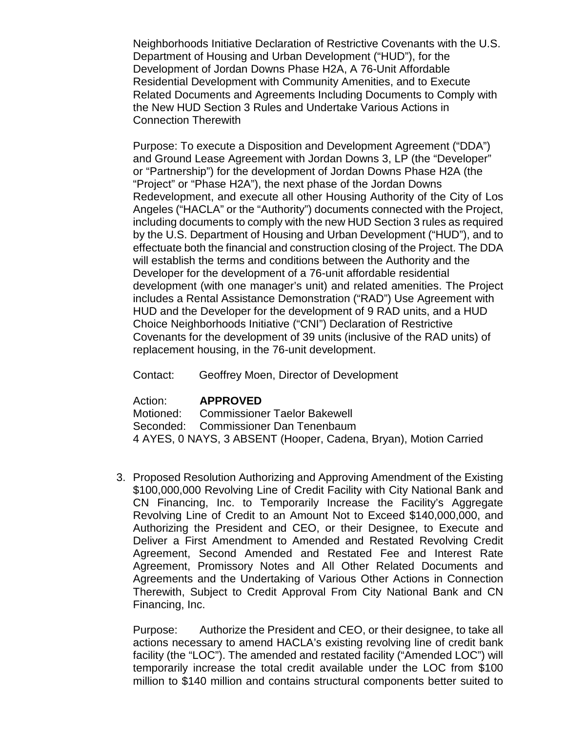Neighborhoods Initiative Declaration of Restrictive Covenants with the U.S. Department of Housing and Urban Development ("HUD"), for the Development of Jordan Downs Phase H2A, A 76-Unit Affordable Residential Development with Community Amenities, and to Execute Related Documents and Agreements Including Documents to Comply with the New HUD Section 3 Rules and Undertake Various Actions in Connection Therewith

Purpose: To execute a Disposition and Development Agreement ("DDA") and Ground Lease Agreement with Jordan Downs 3, LP (the "Developer" or "Partnership") for the development of Jordan Downs Phase H2A (the "Project" or "Phase H2A"), the next phase of the Jordan Downs Redevelopment, and execute all other Housing Authority of the City of Los Angeles ("HACLA" or the "Authority") documents connected with the Project, including documents to comply with the new HUD Section 3 rules as required by the U.S. Department of Housing and Urban Development ("HUD"), and to effectuate both the financial and construction closing of the Project. The DDA will establish the terms and conditions between the Authority and the Developer for the development of a 76-unit affordable residential development (with one manager's unit) and related amenities. The Project includes a Rental Assistance Demonstration ("RAD") Use Agreement with HUD and the Developer for the development of 9 RAD units, and a HUD Choice Neighborhoods Initiative ("CNI") Declaration of Restrictive Covenants for the development of 39 units (inclusive of the RAD units) of replacement housing, in the 76-unit development.

Contact: Geoffrey Moen, Director of Development

Action: **APPROVED**
Motioned: Commissioner Taelor Bakewell
Seconded: Commissioner Dan Tenenbaum
4 AYES, 0 NAYS, 3 ABSENT (Hooper, Cadena, Bryan), Motion Carried

3. Proposed Resolution Authorizing and Approving Amendment of the Existing $100,000,000 Revolving Line of Credit Facility with City National Bank and CN Financing, Inc. to Temporarily Increase the Facility's Aggregate Revolving Line of Credit to an Amount Not to Exceed $140,000,000, and Authorizing the President and CEO, or their Designee, to Execute and Deliver a First Amendment to Amended and Restated Revolving Credit Agreement, Second Amended and Restated Fee and Interest Rate Agreement, Promissory Notes and All Other Related Documents and Agreements and the Undertaking of Various Other Actions in Connection Therewith, Subject to Credit Approval From City National Bank and CN Financing, Inc.

   Purpose: Authorize the President and CEO, or their designee, to take all actions necessary to amend HACLA's existing revolving line of credit bank facility (the "LOC"). The amended and restated facility ("Amended LOC") will temporarily increase the total credit available under the LOC from $100 million to $140 million and contains structural components better suited to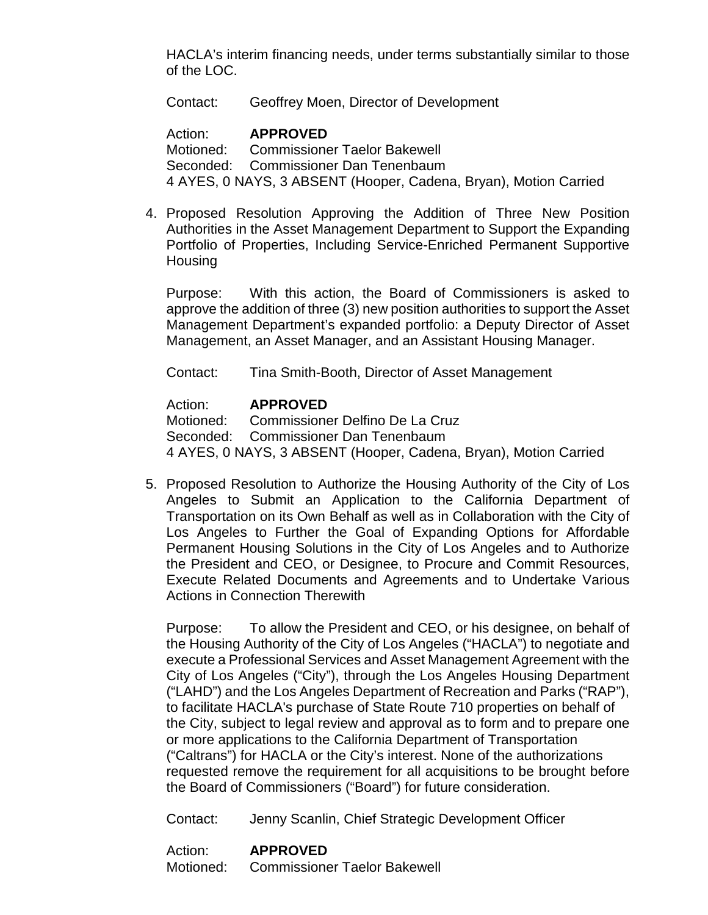HACLA's interim financing needs, under terms substantially similar to those of the LOC.

Contact: Geoffrey Moen, Director of Development

Action: **APPROVED**
Motioned: Commissioner Taelor Bakewell
Seconded: Commissioner Dan Tenenbaum
4 AYES, 0 NAYS, 3 ABSENT (Hooper, Cadena, Bryan), Motion Carried

4. Proposed Resolution Approving the Addition of Three New Position Authorities in the Asset Management Department to Support the Expanding Portfolio of Properties, Including Service-Enriched Permanent Supportive Housing

   Purpose: With this action, the Board of Commissioners is asked to approve the addition of three (3) new position authorities to support the Asset Management Department's expanded portfolio: a Deputy Director of Asset Management, an Asset Manager, and an Assistant Housing Manager.

   Contact: Tina Smith-Booth, Director of Asset Management

   Action: **APPROVED**
   Motioned: Commissioner Delfino De La Cruz
   Seconded: Commissioner Dan Tenenbaum
   4 AYES, 0 NAYS, 3 ABSENT (Hooper, Cadena, Bryan), Motion Carried

5. Proposed Resolution to Authorize the Housing Authority of the City of Los Angeles to Submit an Application to the California Department of Transportation on its Own Behalf as well as in Collaboration with the City of Los Angeles to Further the Goal of Expanding Options for Affordable Permanent Housing Solutions in the City of Los Angeles and to Authorize the President and CEO, or Designee, to Procure and Commit Resources, Execute Related Documents and Agreements and to Undertake Various Actions in Connection Therewith

   Purpose: To allow the President and CEO, or his designee, on behalf of the Housing Authority of the City of Los Angeles ("HACLA") to negotiate and execute a Professional Services and Asset Management Agreement with the City of Los Angeles ("City"), through the Los Angeles Housing Department ("LAHD") and the Los Angeles Department of Recreation and Parks ("RAP"), to facilitate HACLA's purchase of State Route 710 properties on behalf of the City, subject to legal review and approval as to form and to prepare one or more applications to the California Department of Transportation ("Caltrans") for HACLA or the City's interest. None of the authorizations requested remove the requirement for all acquisitions to be brought before the Board of Commissioners ("Board") for future consideration.

   Contact: Jenny Scanlin, Chief Strategic Development Officer

   Action: **APPROVED**
   Motioned: Commissioner Taelor Bakewell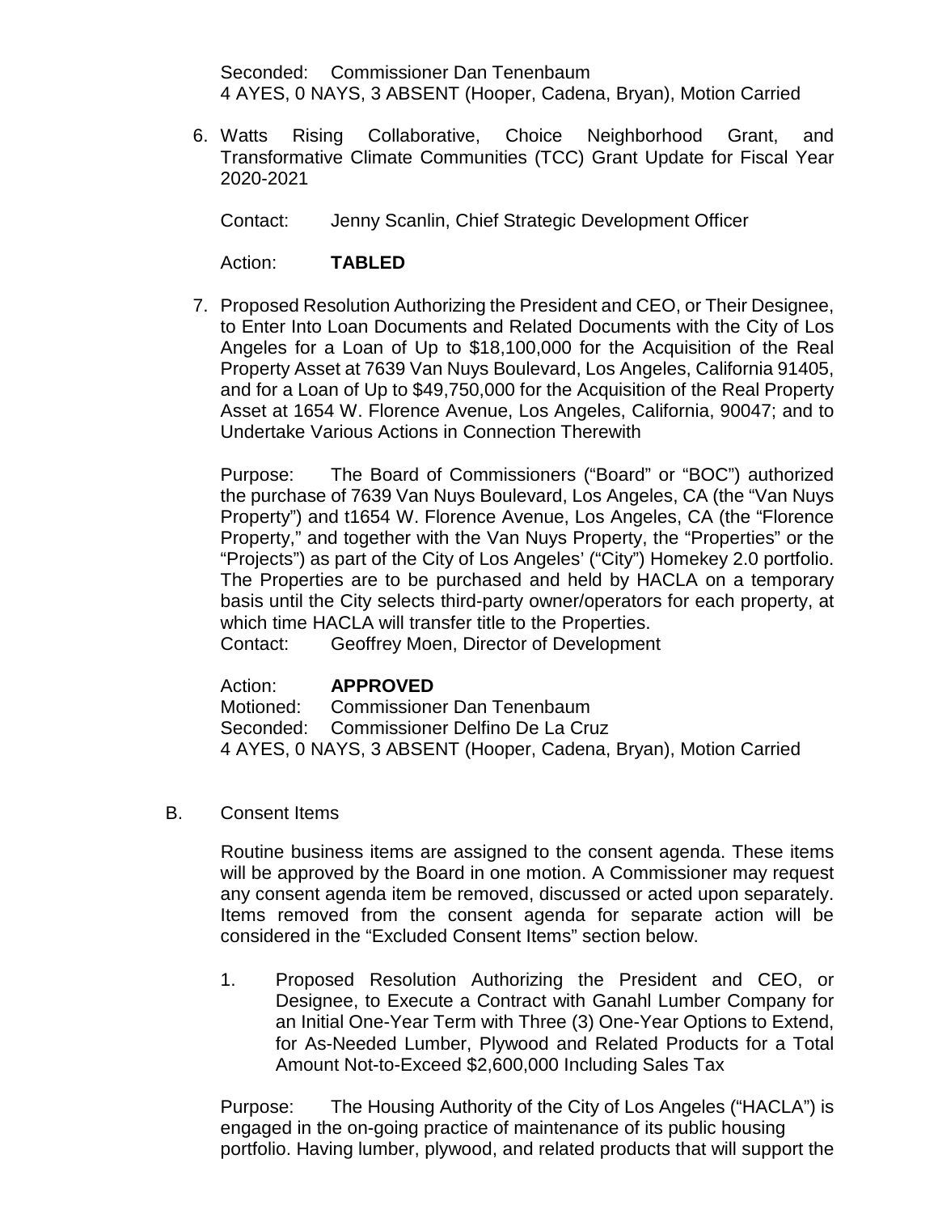Seconded: Commissioner Dan Tenenbaum
4 AYES, 0 NAYS, 3 ABSENT (Hooper, Cadena, Bryan), Motion Carried

6. Watts Rising Collaborative, Choice Neighborhood Grant, and Transformative Climate Communities (TCC) Grant Update for Fiscal Year 2020-2021

   Contact: Jenny Scanlin, Chief Strategic Development Officer

   Action: **TABLED**

7. Proposed Resolution Authorizing the President and CEO, or Their Designee, to Enter Into Loan Documents and Related Documents with the City of Los Angeles for a Loan of Up to $18,100,000 for the Acquisition of the Real Property Asset at 7639 Van Nuys Boulevard, Los Angeles, California 91405, and for a Loan of Up to $49,750,000 for the Acquisition of the Real Property Asset at 1654 W. Florence Avenue, Los Angeles, California, 90047; and to Undertake Various Actions in Connection Therewith

   Purpose: The Board of Commissioners ("Board" or "BOC") authorized the purchase of 7639 Van Nuys Boulevard, Los Angeles, CA (the "Van Nuys Property") and t1654 W. Florence Avenue, Los Angeles, CA (the "Florence Property," and together with the Van Nuys Property, the "Properties" or the "Projects") as part of the City of Los Angeles' ("City") Homekey 2.0 portfolio. The Properties are to be purchased and held by HACLA on a temporary basis until the City selects third-party owner/operators for each property, at which time HACLA will transfer title to the Properties.
   Contact: Geoffrey Moen, Director of Development

   Action: **APPROVED**
   Motioned: Commissioner Dan Tenenbaum
   Seconded: Commissioner Delfino De La Cruz
   4 AYES, 0 NAYS, 3 ABSENT (Hooper, Cadena, Bryan), Motion Carried

B. Consent Items

   Routine business items are assigned to the consent agenda. These items will be approved by the Board in one motion. A Commissioner may request any consent agenda item be removed, discussed or acted upon separately. Items removed from the consent agenda for separate action will be considered in the "Excluded Consent Items" section below.

   1. Proposed Resolution Authorizing the President and CEO, or Designee, to Execute a Contract with Ganahl Lumber Company for an Initial One-Year Term with Three (3) One-Year Options to Extend, for As-Needed Lumber, Plywood and Related Products for a Total Amount Not-to-Exceed $2,600,000 Including Sales Tax

   Purpose: The Housing Authority of the City of Los Angeles ("HACLA") is engaged in the on-going practice of maintenance of its public housing portfolio. Having lumber, plywood, and related products that will support the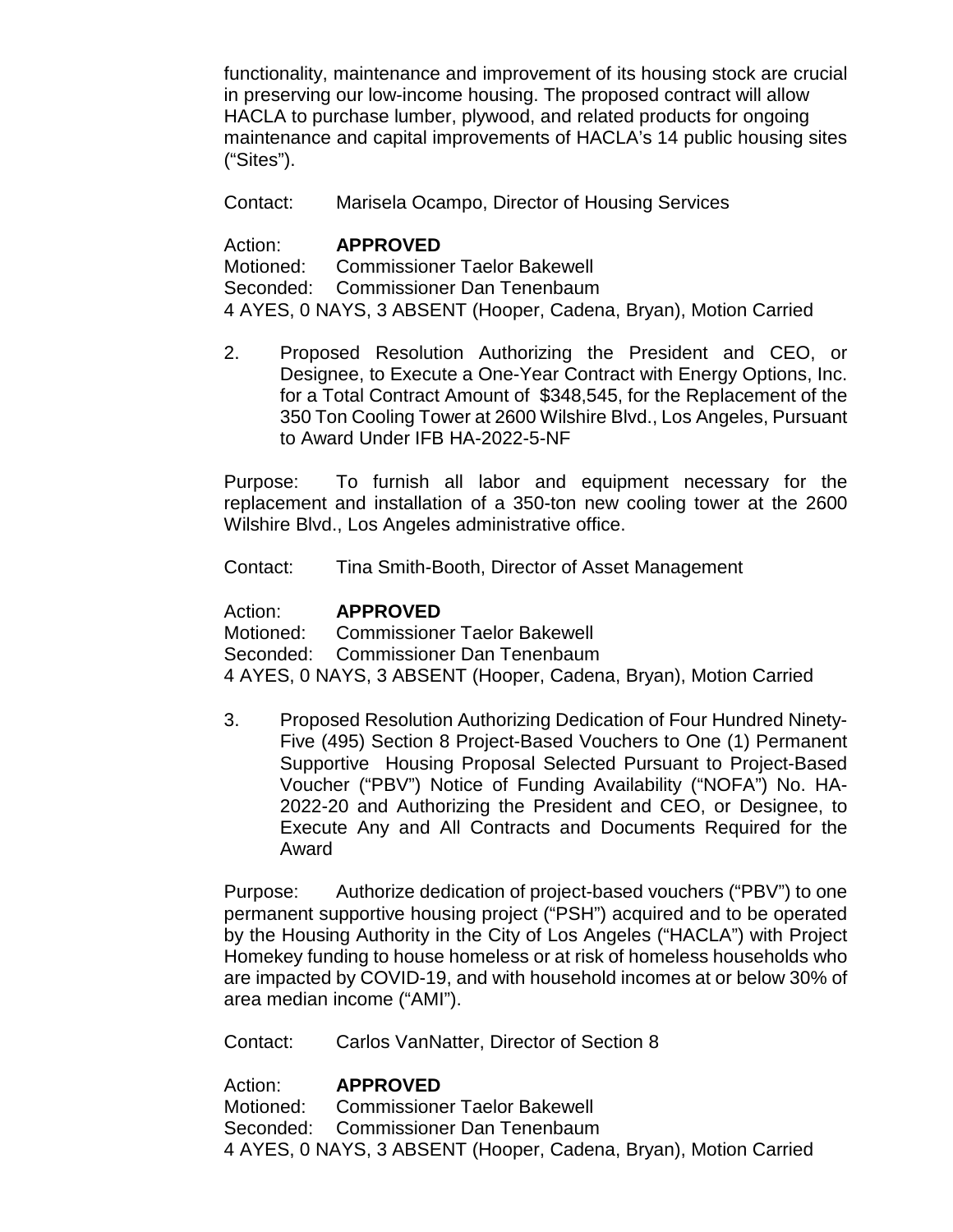functionality, maintenance and improvement of its housing stock are crucial in preserving our low-income housing. The proposed contract will allow HACLA to purchase lumber, plywood, and related products for ongoing maintenance and capital improvements of HACLA's 14 public housing sites ("Sites").

Contact: Marisela Ocampo, Director of Housing Services

Action: **APPROVED**
Motioned: Commissioner Taelor Bakewell
Seconded: Commissioner Dan Tenenbaum
4 AYES, 0 NAYS, 3 ABSENT (Hooper, Cadena, Bryan), Motion Carried

2. Proposed Resolution Authorizing the President and CEO, or Designee, to Execute a One-Year Contract with Energy Options, Inc. for a Total Contract Amount of $348,545, for the Replacement of the 350 Ton Cooling Tower at 2600 Wilshire Blvd., Los Angeles, Pursuant to Award Under IFB HA-2022-5-NF

Purpose: To furnish all labor and equipment necessary for the replacement and installation of a 350-ton new cooling tower at the 2600 Wilshire Blvd., Los Angeles administrative office.

Contact: Tina Smith-Booth, Director of Asset Management

Action: **APPROVED**
Motioned: Commissioner Taelor Bakewell
Seconded: Commissioner Dan Tenenbaum
4 AYES, 0 NAYS, 3 ABSENT (Hooper, Cadena, Bryan), Motion Carried

3. Proposed Resolution Authorizing Dedication of Four Hundred Ninety-Five (495) Section 8 Project-Based Vouchers to One (1) Permanent Supportive Housing Proposal Selected Pursuant to Project-Based Voucher ("PBV") Notice of Funding Availability ("NOFA") No. HA-2022-20 and Authorizing the President and CEO, or Designee, to Execute Any and All Contracts and Documents Required for the Award

Purpose: Authorize dedication of project-based vouchers ("PBV") to one permanent supportive housing project ("PSH") acquired and to be operated by the Housing Authority in the City of Los Angeles ("HACLA") with Project Homekey funding to house homeless or at risk of homeless households who are impacted by COVID-19, and with household incomes at or below 30% of area median income ("AMI").

Contact: Carlos VanNatter, Director of Section 8

Action: **APPROVED**
Motioned: Commissioner Taelor Bakewell
Seconded: Commissioner Dan Tenenbaum
4 AYES, 0 NAYS, 3 ABSENT (Hooper, Cadena, Bryan), Motion Carried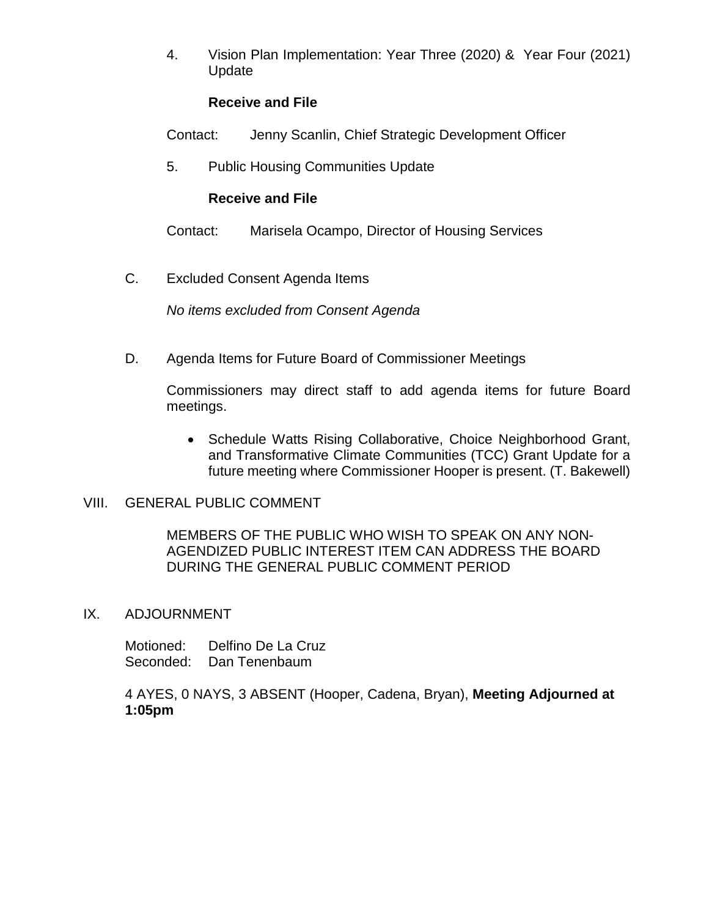4. Vision Plan Implementation: Year Three (2020) & Year Four (2021) Update

   **Receive and File**

   Contact: Jenny Scanlin, Chief Strategic Development Officer

5. Public Housing Communities Update

   **Receive and File**

   Contact: Marisela Ocampo, Director of Housing Services

C. Excluded Consent Agenda Items

   *No items excluded from Consent Agenda*

D. Agenda Items for Future Board of Commissioner Meetings

   Commissioners may direct staff to add agenda items for future Board meetings.

   - Schedule Watts Rising Collaborative, Choice Neighborhood Grant, and Transformative Climate Communities (TCC) Grant Update for a future meeting where Commissioner Hooper is present. (T. Bakewell)

VIII. GENERAL PUBLIC COMMENT

   MEMBERS OF THE PUBLIC WHO WISH TO SPEAK ON ANY NON-AGENDIZED PUBLIC INTEREST ITEM CAN ADDRESS THE BOARD DURING THE GENERAL PUBLIC COMMENT PERIOD

IX. ADJOURNMENT

   Motioned: Delfino De La Cruz
   Seconded: Dan Tenenbaum

   4 AYES, 0 NAYS, 3 ABSENT (Hooper, Cadena, Bryan), **Meeting Adjourned at 1:05pm**